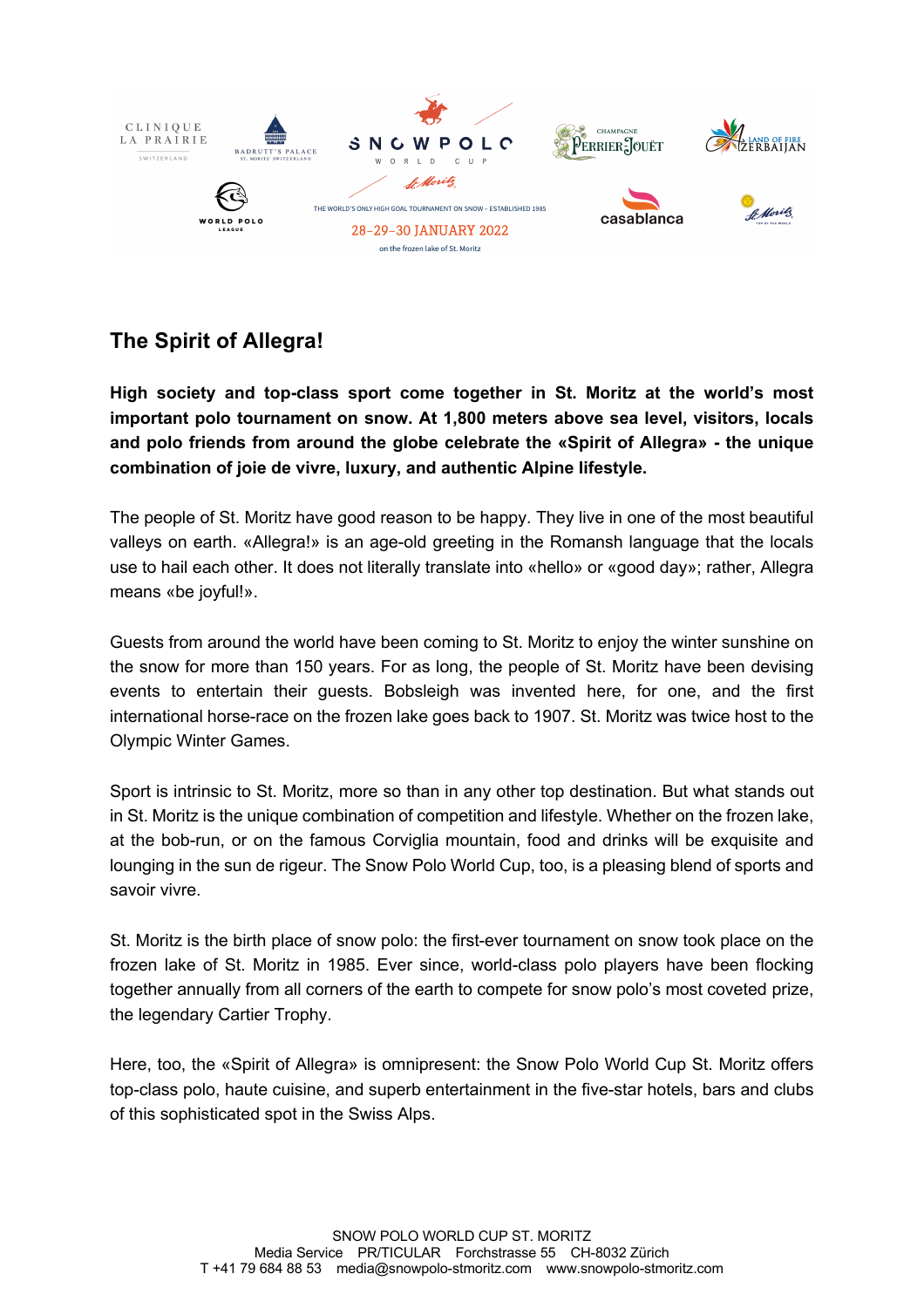# The Spirit of Allegra!

**High society and top-class sport come together in St. Moritz at the world's most important polo tournament on snow. At 1,800 meters above sea level, visitors, locals and polo friends from around the globe celebrate the «Spirit of Allegra» - the unique combination of joie de vivre, luxury, and authentic Alpine lifestyle.**

The people of St. Moritz have good reason to be happy. They live in one of the most beautiful valleys on earth. «Allegra!» is an age-old greeting in the Romansh language that the locals use to hail each other. It does not literally translate into «hello» or «good day»; rather, Allegra means «be joyful!».

Guests from around the world have been coming to St. Moritz to enjoy the winter sunshine on the snow for more than 150 years. For as long, the people of St. Moritz have been devising events to entertain their guests. Bobsleigh was invented here, for one, and the first international horse-race on the frozen lake goes back to 1907. St. Moritz was twice host to the Olympic Winter Games.

Sport is intrinsic to St. Moritz, more so than in any other top destination. But what stands out in St. Moritz is the unique combination of competition and lifestyle. Whether on the frozen lake, at the bob-run, or on the famous Corviglia mountain, food and drinks will be exquisite and lounging in the sun de rigeur. The Snow Polo World Cup, too, is a pleasing blend of sports and savoir vivre.

St. Moritz is the birth place of snow polo: the first-ever tournament on snow took place on the frozen lake of St. Moritz in 1985. Ever since, world-class polo players have been flocking together annually from all corners of the earth to compete for snow polo's most coveted prize, the legendary Cartier Trophy.

Here, too, the «Spirit of Allegra» is omnipresent: the Snow Polo World Cup St. Moritz offers top-class polo, haute cuisine, and superb entertainment in the five-star hotels, bars and clubs of this sophisticated spot in the Swiss Alps.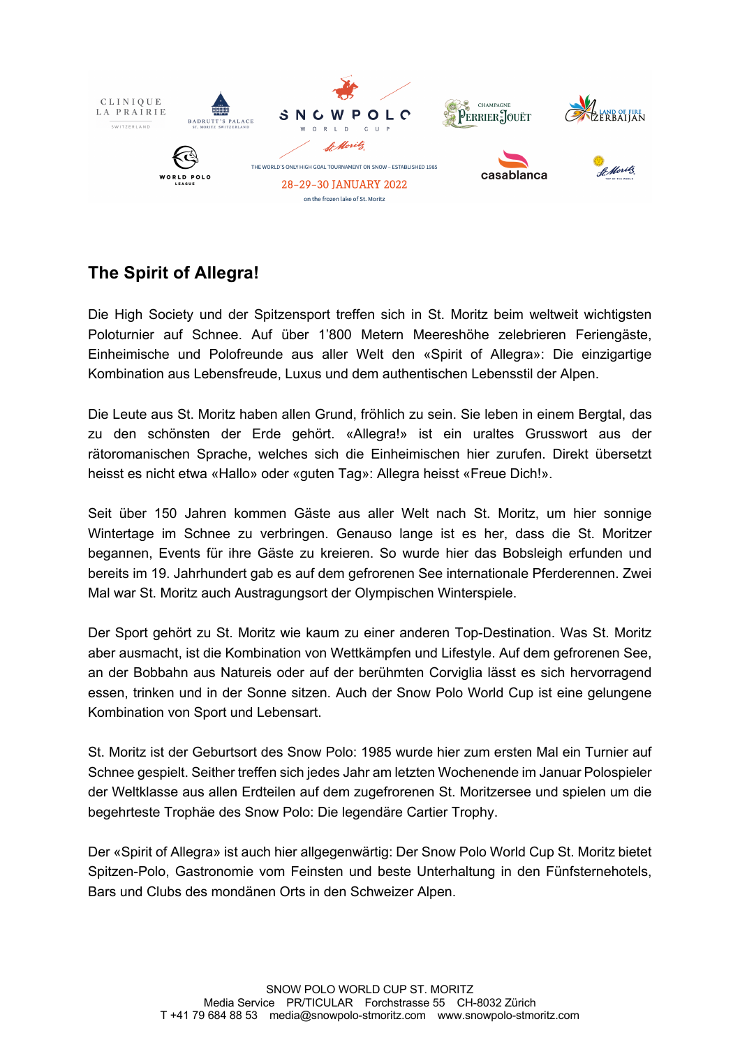THE WORLD'S ONLY HIGH GOAL TOURNAMENT ON SNOW – ESTABLISHED 1985

28-29-30 JANUARY 2022

on the frozen lake of St. Moritz

## The Spirit of Allegra!

Die High Society und der Spitzensport treffen sich in St. Moritz beim weltweit wichtigsten Poloturnier auf Schnee. Auf über 1'800 Metern Meereshöhe zelebrieren Feriengäste, Einheimische und Polofreunde aus aller Welt den «Spirit of Allegra»: Die einzigartige Kombination aus Lebensfreude, Luxus und dem authentischen Lebensstil der Alpen.

Die Leute aus St. Moritz haben allen Grund, fröhlich zu sein. Sie leben in einem Bergtal, das zu den schönsten der Erde gehört. «Allegra!» ist ein uraltes Grusswort aus der rätoromanischen Sprache, welches sich die Einheimischen hier zurufen. Direkt übersetzt heisst es nicht etwa «Hallo» oder «guten Tag»: Allegra heisst «Freue Dich!».

Seit über 150 Jahren kommen Gäste aus aller Welt nach St. Moritz, um hier sonnige Wintertage im Schnee zu verbringen. Genauso lange ist es her, dass die St. Moritzer begannen, Events für ihre Gäste zu kreieren. So wurde hier das Bobsleigh erfunden und bereits im 19. Jahrhundert gab es auf dem gefrorenen See internationale Pferderennen. Zwei Mal war St. Moritz auch Austragungsort der Olympischen Winterspiele.

Der Sport gehört zu St. Moritz wie kaum zu einer anderen Top-Destination. Was St. Moritz aber ausmacht, ist die Kombination von Wettkämpfen und Lifestyle. Auf dem gefrorenen See, an der Bobbahn aus Natureis oder auf der berühmten Corviglia lässt es sich hervorragend essen, trinken und in der Sonne sitzen. Auch der Snow Polo World Cup ist eine gelungene Kombination von Sport und Lebensart.

St. Moritz ist der Geburtsort des Snow Polo: 1985 wurde hier zum ersten Mal ein Turnier auf Schnee gespielt. Seither treffen sich jedes Jahr am letzten Wochenende im Januar Polospieler der Weltklasse aus allen Erdteilen auf dem zugefrorenen St. Moritzersee und spielen um die begehrteste Trophäe des Snow Polo: Die legendäre Cartier Trophy.

Der «Spirit of Allegra» ist auch hier allgegenwärtig: Der Snow Polo World Cup St. Moritz bietet Spitzen-Polo, Gastronomie vom Feinsten und beste Unterhaltung in den Fünfsternehotels, Bars und Clubs des mondänen Orts in den Schweizer Alpen.

SNOW POLO WORLD CUP ST. MORITZ
Media Service PR/TICULAR Forchstrasse 55 CH-8032 Zürich
T +41 79 684 88 53 media@snowpolo-stmoritz.com www.snowpolo-stmoritz.com